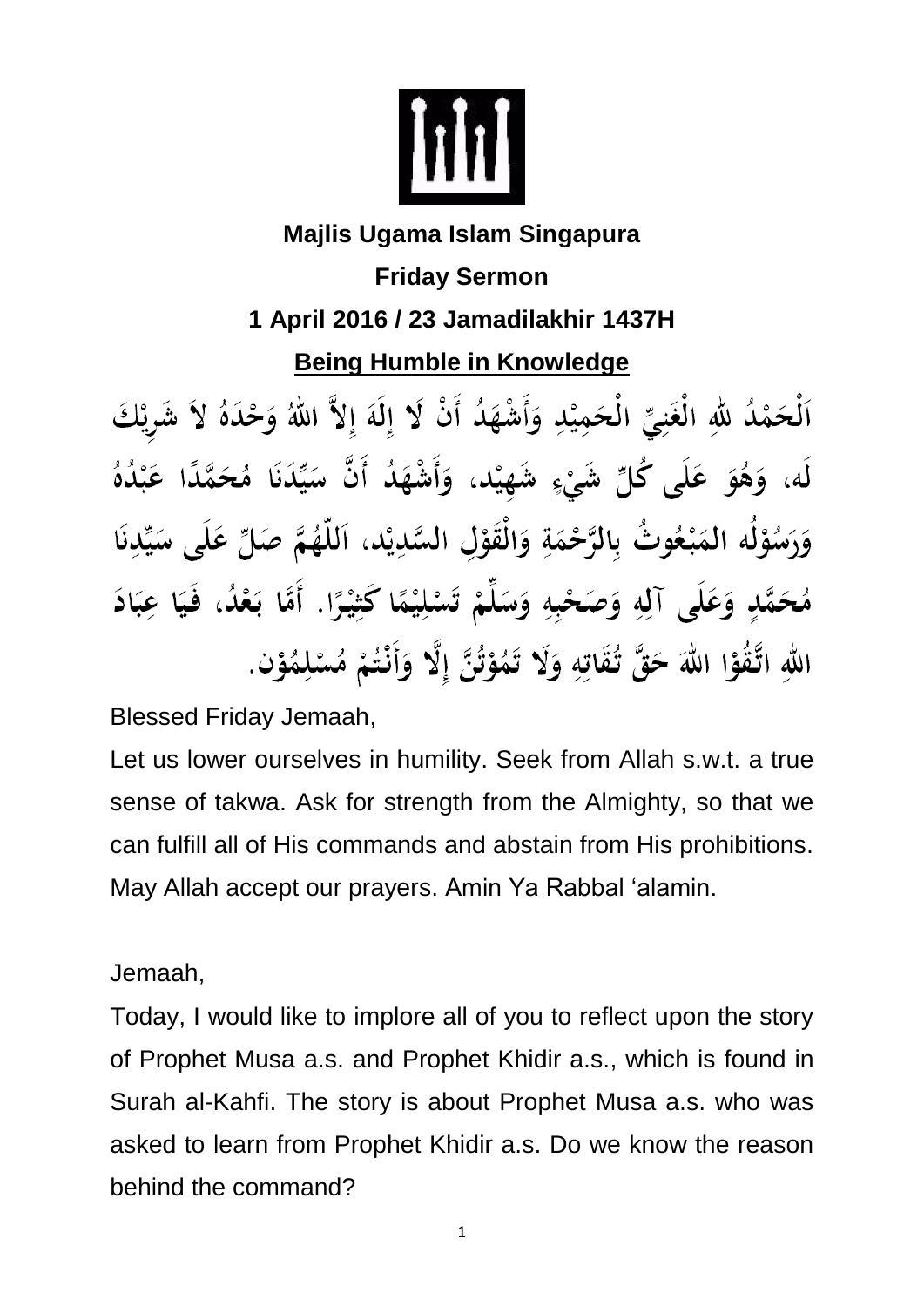**Majlis Ugama Islam Singapura**

**Friday Sermon**

**1 April 2016 / 23 Jamadilakhir 1437H**

**Being Humble in Knowledge**

اَلْحَمْدُ للهِ الْغَنِيِّ الْحَمِيْدِ وَأَشْهَدُ أَنْ لَا إِلَهَ إِلاَّ اللهُ وَحْدَهُ لاَ شَرِيْكَ لَه، وَهُوَ عَلَى كُلِّ شَيْءٍ شَهِيْد، وَأَشْهَدُ أَنَّ سَيِّدَنَا مُحَمَّدًا عَبْدُهُ وَرَسُوْلُه المَبْعُوثُ بِالرَّحْمَةِ وَالْقَوْلِ السَّدِيْد، اَللّهُمَّ صَلِّ عَلَى سَيِّدِنَا مُحَمَّدٍ وَعَلَى آلِهِ وَصَحْبِهِ وَسَلِّمْ تَسْلِيْمًا كَثِيْرًا. أَمَّا بَعْدُ، فَيَا عِبَادَ اللهِ اتَّقُوْا اللهَ حَقَّ تُقَاتِهِ وَلَا تَمُوْتُنَّ إِلَّا وَأَنْتُمْ مُسْلِمُوْن.

Blessed Friday Jemaah,

Let us lower ourselves in humility. Seek from Allah s.w.t. a true sense of takwa. Ask for strength from the Almighty, so that we can fulfill all of His commands and abstain from His prohibitions. May Allah accept our prayers. Amin Ya Rabbal 'alamin.

Jemaah,

Today, I would like to implore all of you to reflect upon the story of Prophet Musa a.s. and Prophet Khidir a.s., which is found in Surah al-Kahfi. The story is about Prophet Musa a.s. who was asked to learn from Prophet Khidir a.s. Do we know the reason behind the command?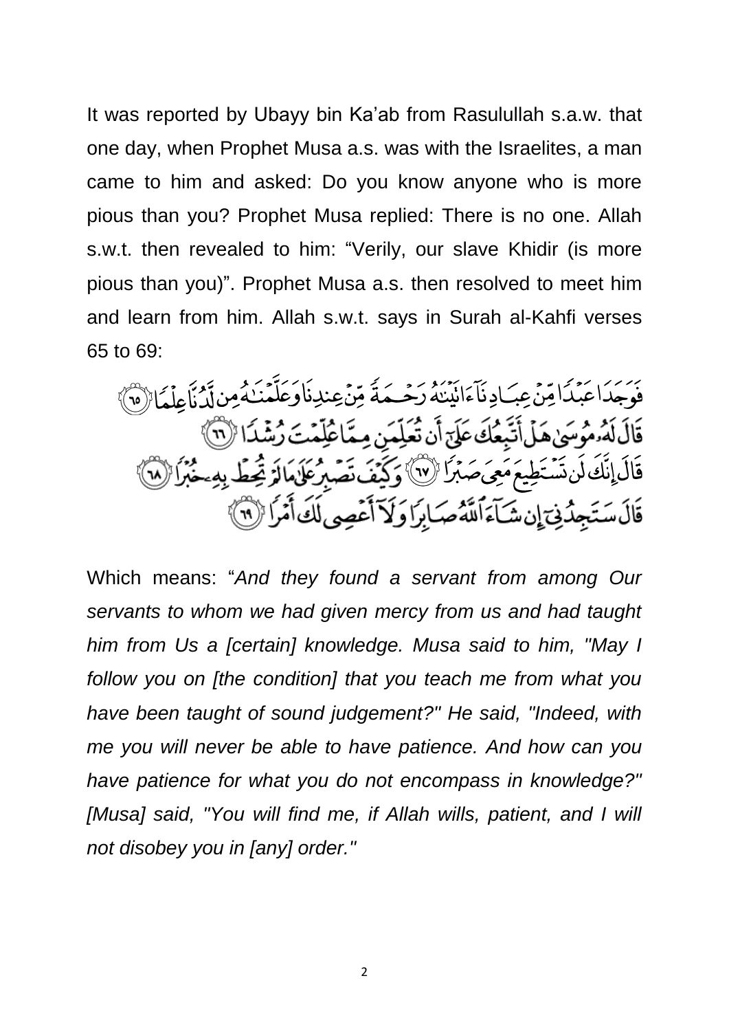It was reported by Ubayy bin Ka'ab from Rasulullah s.a.w. that one day, when Prophet Musa a.s. was with the Israelites, a man came to him and asked: Do you know anyone who is more pious than you? Prophet Musa replied: There is no one. Allah s.w.t. then revealed to him: "Verily, our slave Khidir (is more pious than you)". Prophet Musa a.s. then resolved to meet him and learn from him. Allah s.w.t. says in Surah al-Kahfi verses 65 to 69:

فَوَجَدَا عَبْدًا مِّنْ عِبَادِنَآ ءَاتَيْنَٰهُ رَحْمَةً مِّنْ عِندِنَا وَعَلَّمْنَٰهُ مِن لَّدُنَّا عِلْمًا ﴿٦٥﴾ قَالَ لَهُۥ مُوسَىٰ هَلْ أَتَّبِعُكَ عَلَىٰٓ أَن تُعَلِّمَنِ مِمَّا عُلِّمْتَ رُشْدًا ﴿٦٦﴾ قَالَ إِنَّكَ لَن تَسْتَطِيعَ مَعِىَ صَبْرًا ﴿٦٧﴾ وَكَيْفَ تَصْبِرُ عَلَىٰ مَا لَمْ تُحِطْ بِهِۦ خُبْرًا ﴿٦٨﴾ قَالَ سَتَجِدُنِىٓ إِن شَآءَ ٱللَّهُ صَابِرًا وَلَآ أَعْصِى لَكَ أَمْرًا ﴿٦٩﴾

Which means: "*And they found a servant from among Our servants to whom we had given mercy from us and had taught him from Us a [certain] knowledge. Musa said to him, "May I follow you on [the condition] that you teach me from what you have been taught of sound judgement?" He said, "Indeed, with me you will never be able to have patience. And how can you have patience for what you do not encompass in knowledge?" [Musa] said, "You will find me, if Allah wills, patient, and I will not disobey you in [any] order."*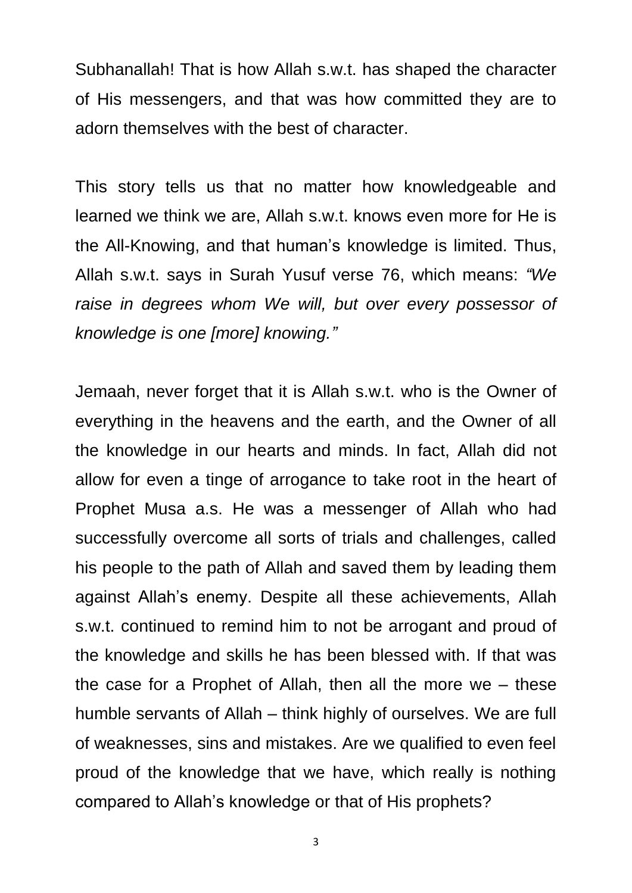Subhanallah! That is how Allah s.w.t. has shaped the character of His messengers, and that was how committed they are to adorn themselves with the best of character.

This story tells us that no matter how knowledgeable and learned we think we are, Allah s.w.t. knows even more for He is the All-Knowing, and that human's knowledge is limited. Thus, Allah s.w.t. says in Surah Yusuf verse 76, which means: *"We raise in degrees whom We will, but over every possessor of knowledge is one [more] knowing."*

Jemaah, never forget that it is Allah s.w.t. who is the Owner of everything in the heavens and the earth, and the Owner of all the knowledge in our hearts and minds. In fact, Allah did not allow for even a tinge of arrogance to take root in the heart of Prophet Musa a.s. He was a messenger of Allah who had successfully overcome all sorts of trials and challenges, called his people to the path of Allah and saved them by leading them against Allah's enemy. Despite all these achievements, Allah s.w.t. continued to remind him to not be arrogant and proud of the knowledge and skills he has been blessed with. If that was the case for a Prophet of Allah, then all the more we – these humble servants of Allah – think highly of ourselves. We are full of weaknesses, sins and mistakes. Are we qualified to even feel proud of the knowledge that we have, which really is nothing compared to Allah's knowledge or that of His prophets?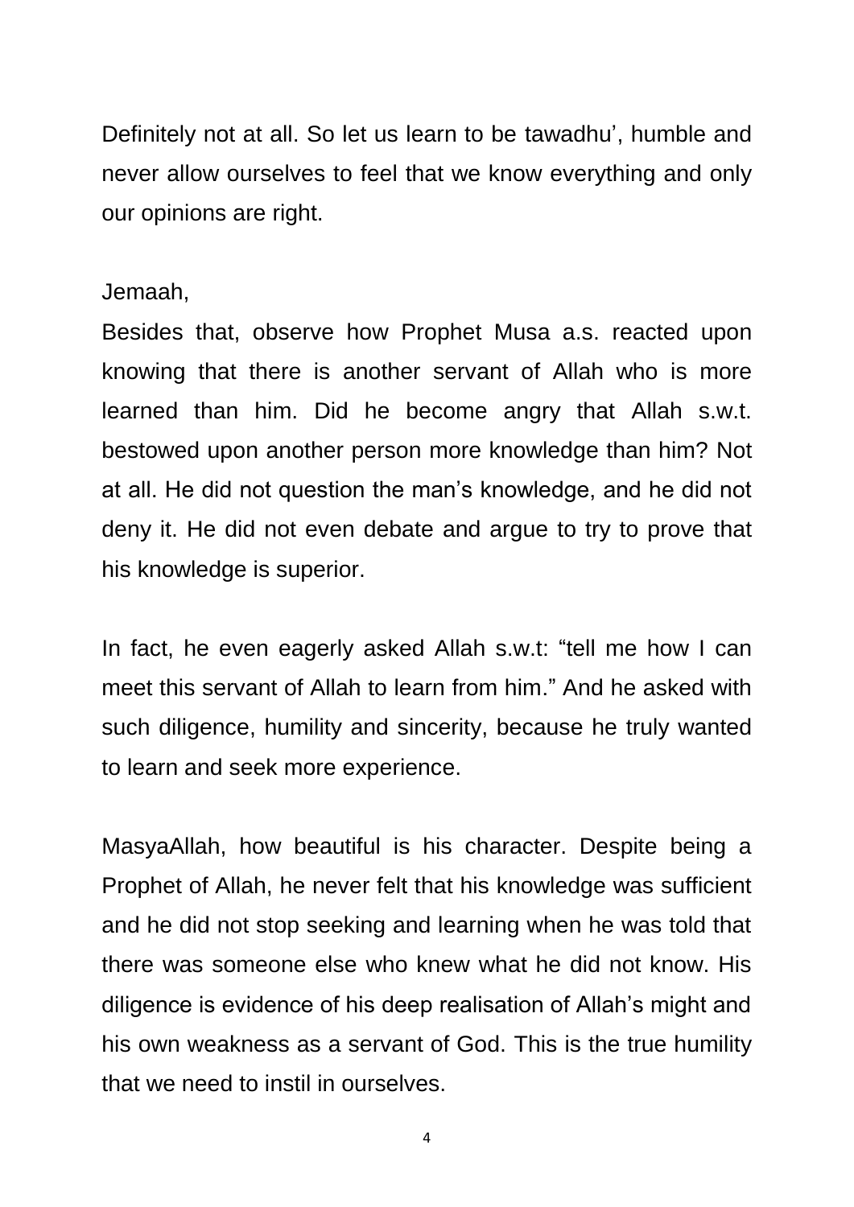Definitely not at all. So let us learn to be tawadhu', humble and never allow ourselves to feel that we know everything and only our opinions are right.

Jemaah,

Besides that, observe how Prophet Musa a.s. reacted upon knowing that there is another servant of Allah who is more learned than him. Did he become angry that Allah s.w.t. bestowed upon another person more knowledge than him? Not at all. He did not question the man's knowledge, and he did not deny it. He did not even debate and argue to try to prove that his knowledge is superior.

In fact, he even eagerly asked Allah s.w.t: "tell me how I can meet this servant of Allah to learn from him." And he asked with such diligence, humility and sincerity, because he truly wanted to learn and seek more experience.

MasyaAllah, how beautiful is his character. Despite being a Prophet of Allah, he never felt that his knowledge was sufficient and he did not stop seeking and learning when he was told that there was someone else who knew what he did not know. His diligence is evidence of his deep realisation of Allah's might and his own weakness as a servant of God. This is the true humility that we need to instil in ourselves.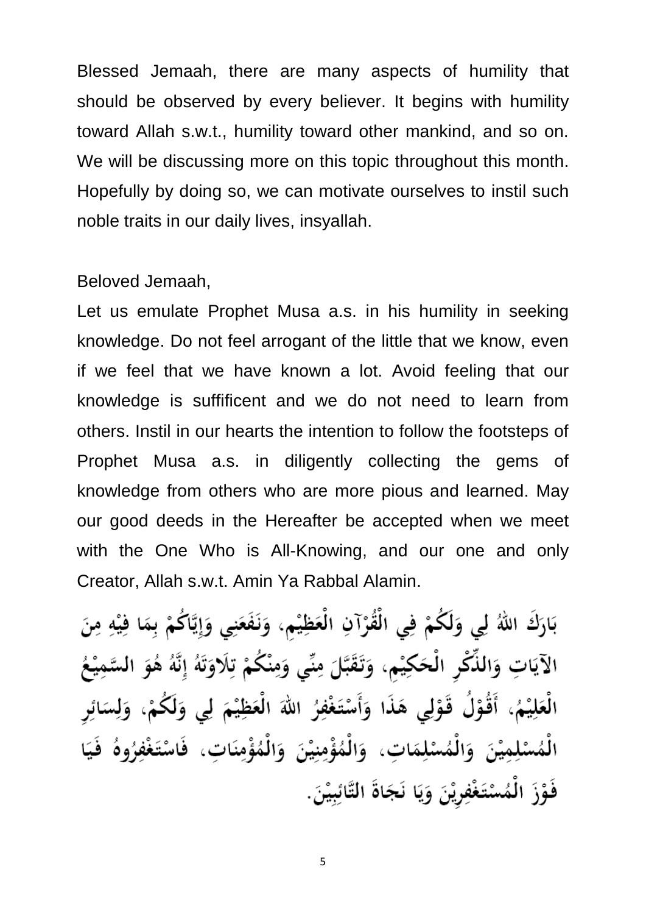Blessed Jemaah, there are many aspects of humility that should be observed by every believer. It begins with humility toward Allah s.w.t., humility toward other mankind, and so on. We will be discussing more on this topic throughout this month. Hopefully by doing so, we can motivate ourselves to instil such noble traits in our daily lives, insyallah.

Beloved Jemaah,

Let us emulate Prophet Musa a.s. in his humility in seeking knowledge. Do not feel arrogant of the little that we know, even if we feel that we have known a lot. Avoid feeling that our knowledge is suffificent and we do not need to learn from others. Instil in our hearts the intention to follow the footsteps of Prophet Musa a.s. in diligently collecting the gems of knowledge from others who are more pious and learned. May our good deeds in the Hereafter be accepted when we meet with the One Who is All-Knowing, and our one and only Creator, Allah s.w.t. Amin Ya Rabbal Alamin.

بَارَكَ اللهُ لِي وَلَكُمْ فِي الْقُرْآنِ الْعَظِيْمِ، وَنَفَعَنِي وَإِيَّاكُمْ بِمَا فِيْهِ مِنَ الآيَاتِ وَالذِّكْرِ الْحَكِيْمِ، وَتَقَبَّلَ مِنِّي وَمِنْكُمْ تِلَاوَتَهُ إِنَّهُ هُوَ السَّمِيْعُ الْعَلِيْمُ، أَقُوْلُ قَوْلِي هَذَا وَأَسْتَغْفِرُ اللهَ الْعَظِيْمَ لِي وَلَكُمْ، وَلِسَائِرِ الْمُسْلِمِيْنَ وَالْمُسْلِمَاتِ، وَالْمُؤْمِنِيْنَ وَالْمُؤْمِنَاتِ، فَاسْتَغْفِرُوهُ فَيَا فَوْزَ الْمُسْتَغْفِرِيْنَ وَيَا نَجَاةَ التَّائِبِيْنَ.